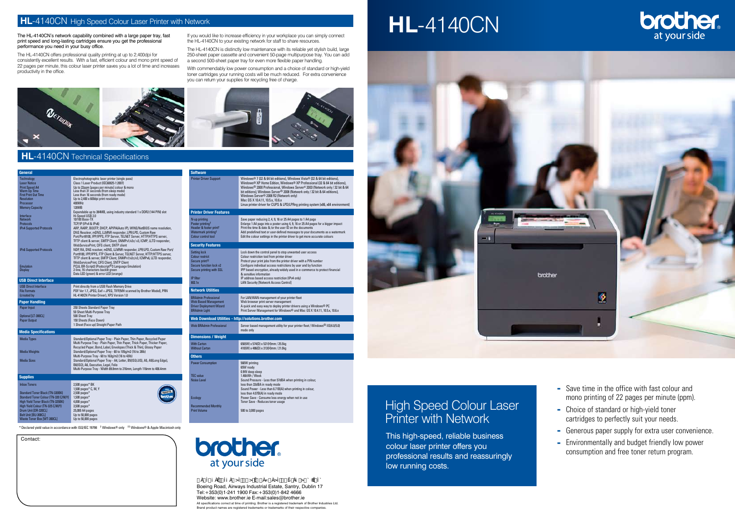## HL-4140CN High Speed Colour Laser Printer with Network

The HL-4140CN's network capability combined with a large paper tray, fast print speed and long-lasting cartridges ensure you get the professional performance you need in your busy office.

The HL-4140CN offers professional quality printing at up to 2,400dpi for consistently excellent results. With a fast, efficient colour and mono print speed of 22 pages per minute, this colour laser printer saves you a lot of time and increases productivity in the office.

If you would like to increase efficiency in your workplace you can simply connect the HL-4140CN to your existing network for staff to share resources.

The HL-4140CN is distinctly low maintenance with its reliable yet stylish build, large 250-sheet paper cassette and convenient 50-page multipurpose tray. You can add a second 500-sheet paper tray for even more flexible paper handling.

With commendably low power consumption and a choice of standard or high-yield toner cartridges your running costs will be much reduced. For extra convenience you can return your supplies for recycling free of charge.

## HL-4140CN Technical Specifications

| General | |
|---|---|
| Technology | Electrophotographic laser printer (single pass) |
| Laser Notice | Class 1 Laser Product (IEC60825-1:2007) |
| Print Speed A4 | Up to 22ppm (pages per minute) colour & mono |
| Warm Up Time | Less than 31 seconds (from sleep mode) |
| First Print Out Time | Less than 16 seconds (from ready mode) |
| Resolution | Up to 2,400 x 600dpi print resolution |
| Processor | 400MHz |
| Memory Capacity | 128MB<br>Expandable up to 384MB, using industry standard 1 x DDR2 (144 PIN) slot |
| Interface | Hi-Speed USB 2.0 |
| Network | 10/100 Base-TX |
| Protocols | TCP/IP (IPv4 & IPv6) |
| IPv4 Supported Protocols | ARP, RARP, BOOTP, DHCP, APIPA(Auto IP), WINS/NetBIOS name resolution, DNS Resolver, mDNS, LLMNR responder, LPR/LPD, Custom Raw Port/Port9100, IPP/IPPS, FTP Server, TELNET Server, HTTP/HTTPS server, TFTP client & server, SMTP Client, SNMPv1/v2c/ v3, ICMP, LLTD responder, WebServicePrint, CIFS client, SNTP client |
| IPv6 Supported Protocols | NDP, RA, DNS resolver, mDNS, LLMNR responder, LPR/LPD, Custom Raw Port/ Port9100, IPP/IPPS, FTP Client & Server, TELNET Server, HTTP/HTTPS server, TFTP client & server, SMTP Client, SNMPv1/v2c/v3, ICMPv6, LLTD responder, WebServicesPrint, CIFS Client, SNTP Client |
| Emulation | PCL6, BR-Script3 (Postscript®3 Language Emulation) |
| Display | 2-line, 16 characters backlit green<br>Data LED (green) & error LED (orange) |

| USB Direct Interface | |
|---|---|
| USB Direct Interface | Print directly from a USB Flash Memory Drive |
| File Formats (created by | PDF Ver 1.7, JPEG, Exif + JPEG, TIFF(MH scanned by Brother Model), PRN HL-4140CN Printer Driver), XPS Version 1.0 |

| Paper Handling | |
|---|---|
| Paper Input | 250 Sheets Standard Paper Tray<br>50 Sheet Multi-Purpose Tray |
| Optional (LT-300CL) | 500 Sheet Tray |
| Paper Output | 150 Sheets (Face Down)<br>1 Sheet (Face up) Straight Paper Path |

| Media Specifications | |
|---|---|
| Media Types | Standard/Optional Paper Tray - Plain Paper, Thin Paper, Recycled Paper<br>Multi Purpose Tray - Plain Paper, Thin Paper, Thick Paper, Thicker Paper, Recycled Paper, Bond, Label, Envelopes (Thick & Thin), Glossy Paper |
| Media Weights | Standard/Optional Paper Tray - 60 to 105g/m2 (16 to 28lb)<br>Multi-Purpose Tray - 60 to 163g/m2 (16 to 43lb) |
| Media Sizes | Standard/Optional Paper Tray - A4, Letter, B5(ISO/JIS), A5, A5(Long Edge), B6(ISO), A6, Executive, Legal, Folio<br>Multi-Purpose Tray - Width 69.8mm to 216mm, Length 116mm to 406.4mm |

| Supplies | |
|---|---|
| Inbox Toners | 2,500 pages* BK<br>1,500 pages* C, M, Y |
| Standard Toner Black (TN-320BK) | 2,500 pages* |
| Standard Toner Colour (TN-320 C/M/Y) | 1,500 pages* |
| High Yield Toner Black (TN-325BK) | 4,000 pages* |
| High Yield Colour (TN-325 C/M/Y) | 3,500 pages* |
| Drum Unit (DR-320CL) | 25,000 A4 pages |
| Belt Unit (BU-300CL) | Up to 50,000 pages |
| Waste Toner Box (WT-300CL) | Up to 50,000 pages |

\* Declared yield value in accordance with ISO/IEC 19798 † Windows® only †† Windows® & Apple Macintosh only

| Software | |
|---|---|
| Printer Driver Support | Windows® 7 (32 & 64 bit editions), Windows Vista® (32 & 64 bit editions), Windows® XP Home Edition, Windows® XP Professional (32 & 64 bit editions), Windows® 2000 Professional, Windows Server® 2003 (Network only / 32 bit & 64 bit editions), Windows Server® 2008 (Network only / 32 bit & 64 editions), Windows Server® 2008 R2 (Network only)<br>Mac OS X 10.4.11, 10.5.x, 10.6.x<br>Linux printer driver for CUPS & LPD/LPRng printing system (x86, x64 environment) |

| Printer Driver Features | |
|---|---|
| N-up printing | Save paper reducing 2, 4, 9, 16 or 25 A4 pages to 1 A4 page |
| Poster printing† | Enlarge 1 A4 page into a poster using 4, 9, 16 or 25 A4 pages for a bigger impact |
| Header & footer print† | Print the time & date &/or the user ID on the documents |
| Watermark printing† | Add predefined text or user-defined messages to your documents as a watermark |
| Colour control tool | Edit the colour settings in the printer driver to get more accurate colours |

| Security Features | |
|---|---|
| Setting lock | Lock down the control panel to stop unwanted user access |
| Colour restrict | Colour restriction tool from printer driver |
| Secure print†† | Protect your print jobs from the printer driver with a PIN number |
| Secure function lock v2 | Configure individual access restrictions by user and by function |
| Secure printing with SSL | IPP based encryption, already widely used in e-commerce to protect financial & sensitive information |
| IP filter | IP address based access restriction (IPv4 only) |
| 802.1x | LAN Security (Network Access Control) |

| Network Utilities | |
|---|---|
| BRAdmin Professional | For LAN/WAN management of your printer fleet |
| Web Based Management | Web browser print server management |
| Driver Deployment Wizard | A quick and easy way to deploy printer drivers using a Windows® PC |
| BRAdmin Light | Print Server Management for Windows® and Mac OS X 10.4.11, 10.5.x, 10.6.x |

| Web Download Utilities - http://solutions.brother.com | |
|---|---|
| Web BRAdmin Professional | Server based management utility for your printer fleet / Windows® IIS(4.0/5.0) mode only |

| Dimensions / Weight | |
|---|---|
| With Carton | 650(W) x 574(D) x 521(H)mm / 25.5kg |
| Without Carton | 410(W) x 486(D) x 313(H)mm / 21.0kg |

| Others | |
|---|---|
| Power Consumption | 560W printing<br>65W ready<br>0.9W deep sleep |
| TEC value | 1.48kWh / Week |
| Noise Level | Sound Pressure - Less than 57dBA when printing in colour, less than 33dBA in ready mode<br>Sound Power - Less than 6.71B(A) when printing in colour, less than 4.07B(A) in ready mode |
| Ecology | Power Save - Consume less energy when not in use<br>Toner Save - Reduces toner usage |
| Recommended Monthly Print Volume | 500 to 3,000 pages |

Contact:

brother at your side

Boeing Road, Airways Industrial Estate, Santry, Dublin 17
Tel:+353(0)1-241 1900 Fax:+353(0)1-842 4666
Website: www.brother.ie E-mail:sales@brother.ie
All specifications correct at time of printing. Brother is a registered trademark of Brother Industries Ltd. Brand product names are registered trademarks or trademarks of their respective companies.

# HL-4140CN

brother at your side

## High Speed Colour Laser Printer with Network

This high-speed, reliable business colour laser printer offers you professional results and reassuringly low running costs.

- Save time in the office with fast colour and mono printing of 22 pages per minute (ppm).
- Choice of standard or high-yield toner cartridges to perfectly suit your needs.
- Generous paper supply for extra user convenience.
- Environmentally and budget friendly low power consumption and free toner return program.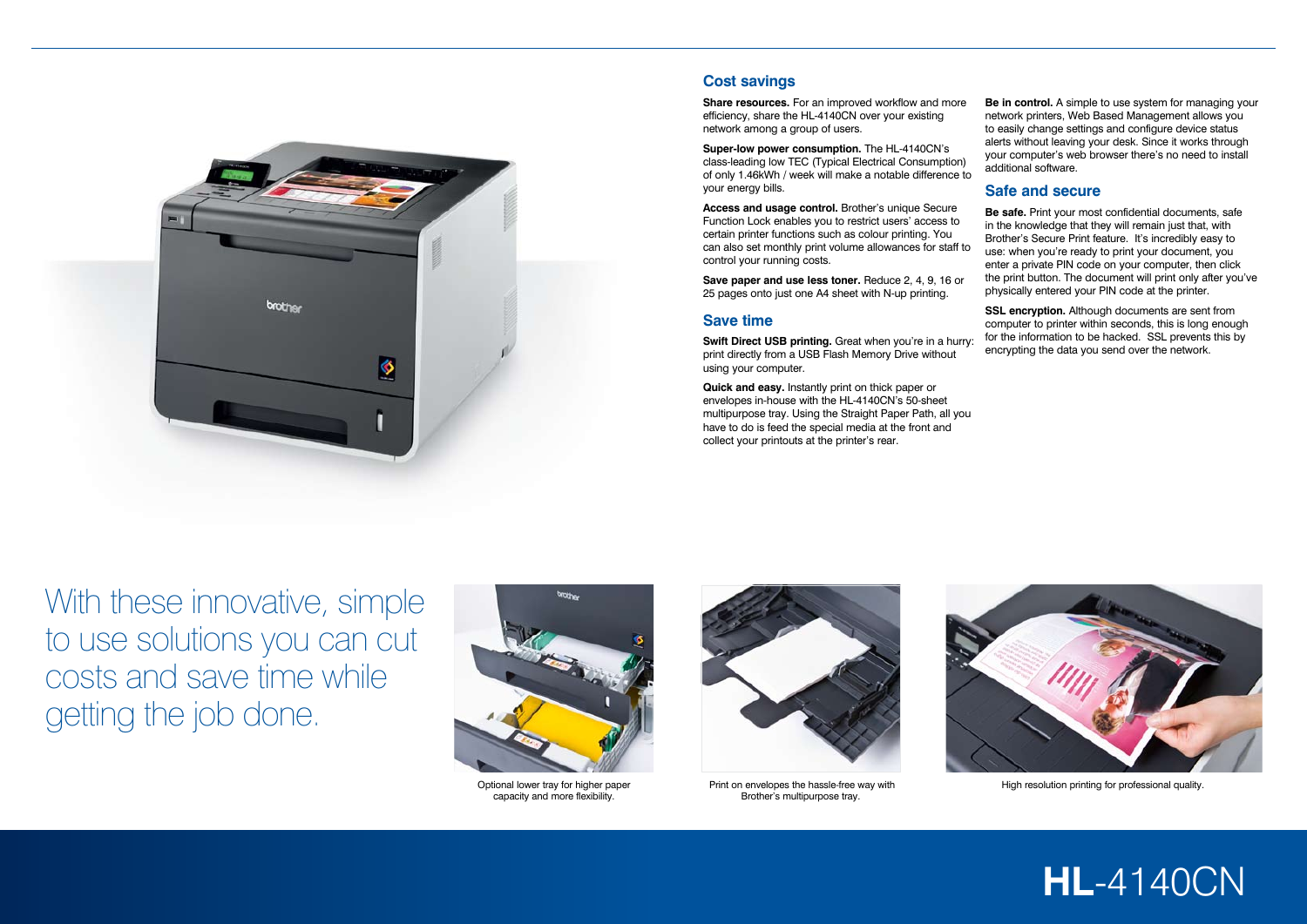## Cost savings

**Share resources.** For an improved workflow and more efficiency, share the HL-4140CN over your existing network among a group of users.

**Super-low power consumption.** The HL-4140CN's class-leading low TEC (Typical Electrical Consumption) of only 1.46kWh / week will make a notable difference to your energy bills.

**Access and usage control.** Brother's unique Secure Function Lock enables you to restrict users' access to certain printer functions such as colour printing. You can also set monthly print volume allowances for staff to control your running costs.

**Save paper and use less toner.** Reduce 2, 4, 9, 16 or 25 pages onto just one A4 sheet with N-up printing.

## Save time

**Swift Direct USB printing.** Great when you're in a hurry: print directly from a USB Flash Memory Drive without using your computer.

**Quick and easy.** Instantly print on thick paper or envelopes in-house with the HL-4140CN's 50-sheet multipurpose tray. Using the Straight Paper Path, all you have to do is feed the special media at the front and collect your printouts at the printer's rear.

**Be in control.** A simple to use system for managing your network printers, Web Based Management allows you to easily change settings and configure device status alerts without leaving your desk. Since it works through your computer's web browser there's no need to install additional software.

## Safe and secure

**Be safe.** Print your most confidential documents, safe in the knowledge that they will remain just that, with Brother's Secure Print feature. It's incredibly easy to use: when you're ready to print your document, you enter a private PIN code on your computer, then click the print button. The document will print only after you've physically entered your PIN code at the printer.

**SSL encryption.** Although documents are sent from computer to printer within seconds, this is long enough for the information to be hacked. SSL prevents this by encrypting the data you send over the network.

With these innovative, simple to use solutions you can cut costs and save time while getting the job done.

Optional lower tray for higher paper capacity and more flexibility.

Print on envelopes the hassle-free way with Brother's multipurpose tray.

High resolution printing for professional quality.

**HL**-4140CN